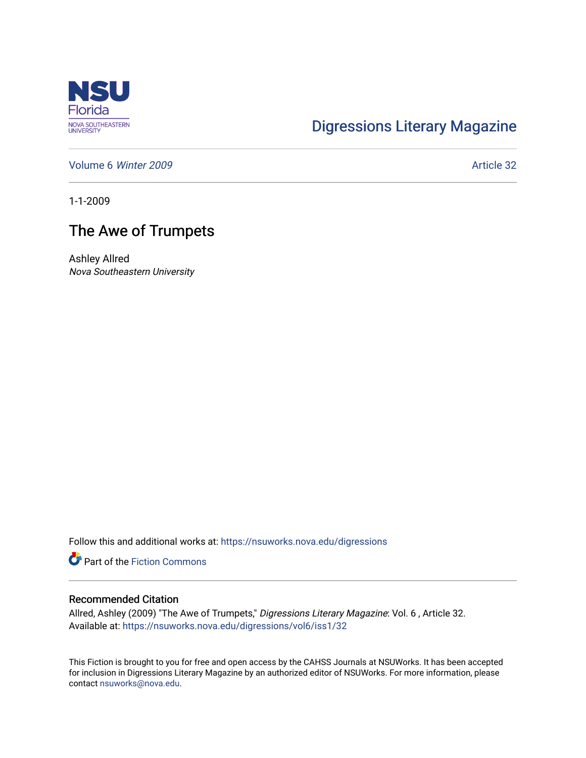NSU Florida
NOVA SOUTHEASTERN UNIVERSITY

Digressions Literary Magazine

Volume 6 *Winter 2009* Article 32

1-1-2009

# The Awe of Trumpets

Ashley Allred
*Nova Southeastern University*

Follow this and additional works at: https://nsuworks.nova.edu/digressions

Part of the Fiction Commons

## Recommended Citation

Allred, Ashley (2009) "The Awe of Trumpets," *Digressions Literary Magazine*: Vol. 6 , Article 32.
Available at: https://nsuworks.nova.edu/digressions/vol6/iss1/32

This Fiction is brought to you for free and open access by the CAHSS Journals at NSUWorks. It has been accepted for inclusion in Digressions Literary Magazine by an authorized editor of NSUWorks. For more information, please contact nsuworks@nova.edu.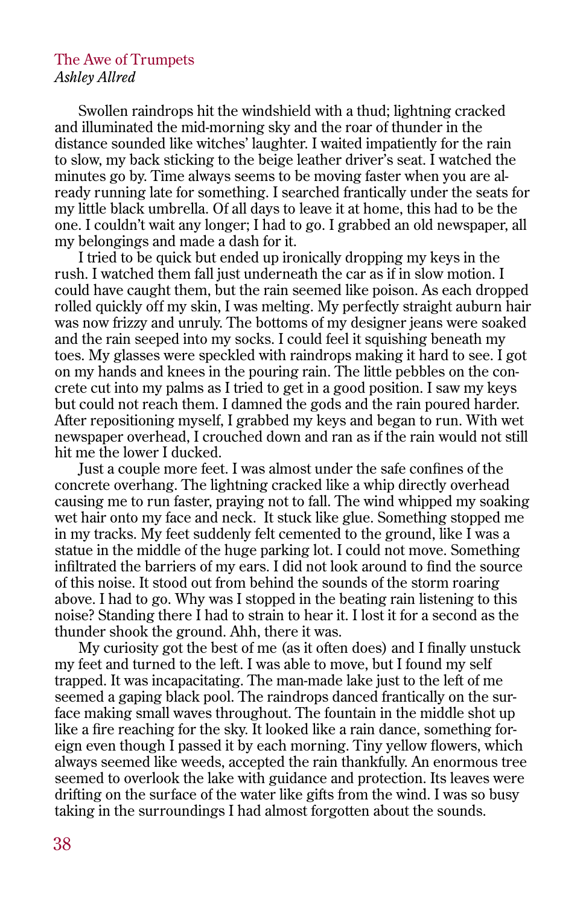## The Awe of Trumpets

*Ashley Allred*

Swollen raindrops hit the windshield with a thud; lightning cracked and illuminated the mid-morning sky and the roar of thunder in the distance sounded like witches' laughter. I waited impatiently for the rain to slow, my back sticking to the beige leather driver's seat. I watched the minutes go by. Time always seems to be moving faster when you are already running late for something. I searched frantically under the seats for my little black umbrella. Of all days to leave it at home, this had to be the one. I couldn't wait any longer; I had to go. I grabbed an old newspaper, all my belongings and made a dash for it.

I tried to be quick but ended up ironically dropping my keys in the rush. I watched them fall just underneath the car as if in slow motion. I could have caught them, but the rain seemed like poison. As each dropped rolled quickly off my skin, I was melting. My perfectly straight auburn hair was now frizzy and unruly. The bottoms of my designer jeans were soaked and the rain seeped into my socks. I could feel it squishing beneath my toes. My glasses were speckled with raindrops making it hard to see. I got on my hands and knees in the pouring rain. The little pebbles on the concrete cut into my palms as I tried to get in a good position. I saw my keys but could not reach them. I damned the gods and the rain poured harder. After repositioning myself, I grabbed my keys and began to run. With wet newspaper overhead, I crouched down and ran as if the rain would not still hit me the lower I ducked.

Just a couple more feet. I was almost under the safe confines of the concrete overhang. The lightning cracked like a whip directly overhead causing me to run faster, praying not to fall. The wind whipped my soaking wet hair onto my face and neck. It stuck like glue. Something stopped me in my tracks. My feet suddenly felt cemented to the ground, like I was a statue in the middle of the huge parking lot. I could not move. Something infiltrated the barriers of my ears. I did not look around to find the source of this noise. It stood out from behind the sounds of the storm roaring above. I had to go. Why was I stopped in the beating rain listening to this noise? Standing there I had to strain to hear it. I lost it for a second as the thunder shook the ground. Ahh, there it was.

My curiosity got the best of me (as it often does) and I finally unstuck my feet and turned to the left. I was able to move, but I found my self trapped. It was incapacitating. The man-made lake just to the left of me seemed a gaping black pool. The raindrops danced frantically on the surface making small waves throughout. The fountain in the middle shot up like a fire reaching for the sky. It looked like a rain dance, something foreign even though I passed it by each morning. Tiny yellow flowers, which always seemed like weeds, accepted the rain thankfully. An enormous tree seemed to overlook the lake with guidance and protection. Its leaves were drifting on the surface of the water like gifts from the wind. I was so busy taking in the surroundings I had almost forgotten about the sounds.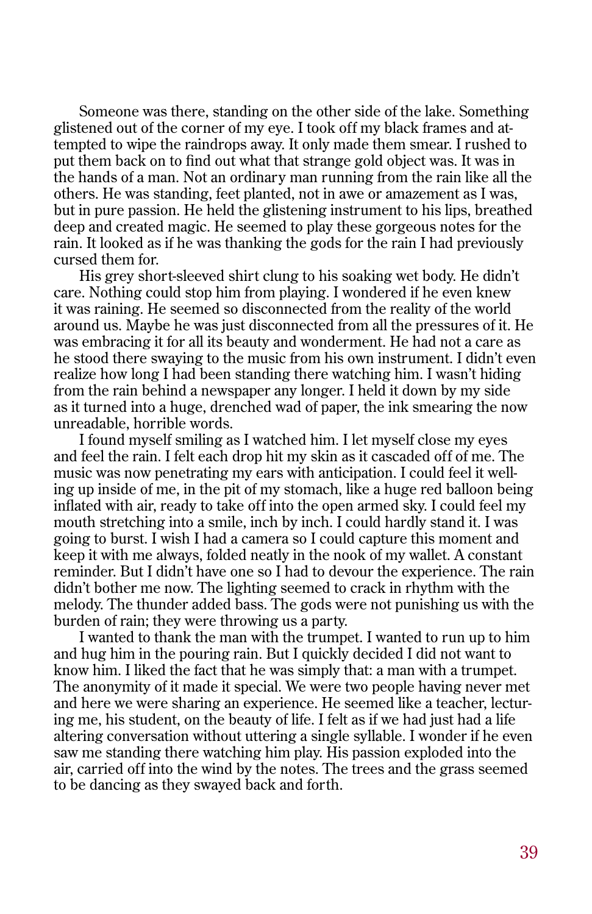Someone was there, standing on the other side of the lake. Something glistened out of the corner of my eye. I took off my black frames and attempted to wipe the raindrops away. It only made them smear. I rushed to put them back on to find out what that strange gold object was. It was in the hands of a man. Not an ordinary man running from the rain like all the others. He was standing, feet planted, not in awe or amazement as I was, but in pure passion. He held the glistening instrument to his lips, breathed deep and created magic. He seemed to play these gorgeous notes for the rain. It looked as if he was thanking the gods for the rain I had previously cursed them for.

His grey short-sleeved shirt clung to his soaking wet body. He didn't care. Nothing could stop him from playing. I wondered if he even knew it was raining. He seemed so disconnected from the reality of the world around us. Maybe he was just disconnected from all the pressures of it. He was embracing it for all its beauty and wonderment. He had not a care as he stood there swaying to the music from his own instrument. I didn't even realize how long I had been standing there watching him. I wasn't hiding from the rain behind a newspaper any longer. I held it down by my side as it turned into a huge, drenched wad of paper, the ink smearing the now unreadable, horrible words.

I found myself smiling as I watched him. I let myself close my eyes and feel the rain. I felt each drop hit my skin as it cascaded off of me. The music was now penetrating my ears with anticipation. I could feel it welling up inside of me, in the pit of my stomach, like a huge red balloon being inflated with air, ready to take off into the open armed sky. I could feel my mouth stretching into a smile, inch by inch. I could hardly stand it. I was going to burst. I wish I had a camera so I could capture this moment and keep it with me always, folded neatly in the nook of my wallet. A constant reminder. But I didn't have one so I had to devour the experience. The rain didn't bother me now. The lighting seemed to crack in rhythm with the melody. The thunder added bass. The gods were not punishing us with the burden of rain; they were throwing us a party.

I wanted to thank the man with the trumpet. I wanted to run up to him and hug him in the pouring rain. But I quickly decided I did not want to know him. I liked the fact that he was simply that: a man with a trumpet. The anonymity of it made it special. We were two people having never met and here we were sharing an experience. He seemed like a teacher, lecturing me, his student, on the beauty of life. I felt as if we had just had a life altering conversation without uttering a single syllable. I wonder if he even saw me standing there watching him play. His passion exploded into the air, carried off into the wind by the notes. The trees and the grass seemed to be dancing as they swayed back and forth.